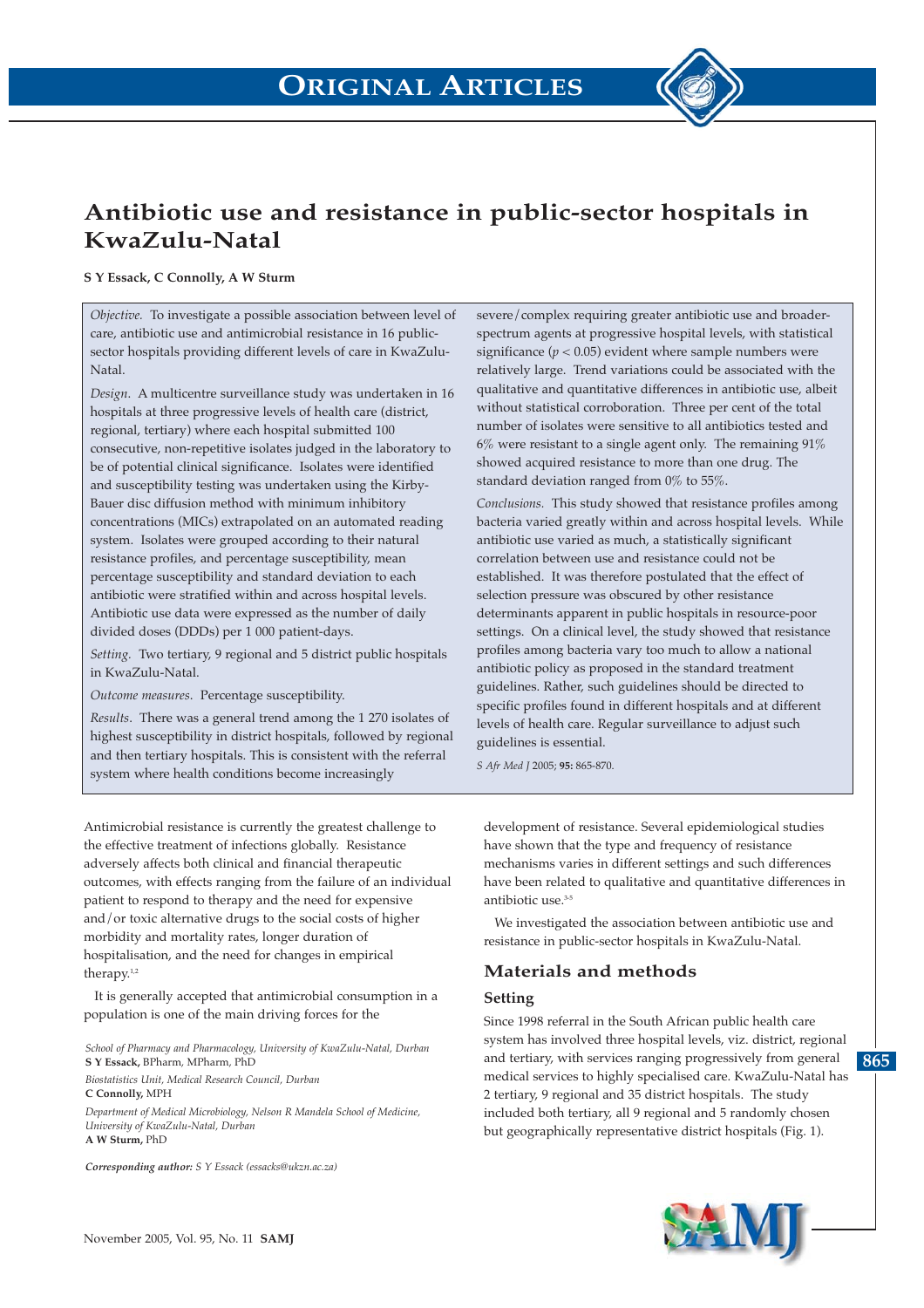# Antibiotic use and resistance in public-sector hospitals in KwaZulu-Natal

**S Y Essack, C Connolly, A W Sturm**

*Objective.* To investigate a possible association between level of care, antibiotic use and antimicrobial resistance in 16 public-sector hospitals providing different levels of care in KwaZulu-Natal.

*Design.* A multicentre surveillance study was undertaken in 16 hospitals at three progressive levels of health care (district, regional, tertiary) where each hospital submitted 100 consecutive, non-repetitive isolates judged in the laboratory to be of potential clinical significance. Isolates were identified and susceptibility testing was undertaken using the Kirby-Bauer disc diffusion method with minimum inhibitory concentrations (MICs) extrapolated on an automated reading system. Isolates were grouped according to their natural resistance profiles, and percentage susceptibility, mean percentage susceptibility and standard deviation to each antibiotic were stratified within and across hospital levels. Antibiotic use data were expressed as the number of daily divided doses (DDDs) per 1 000 patient-days.

*Setting.* Two tertiary, 9 regional and 5 district public hospitals in KwaZulu-Natal.

*Outcome measures.* Percentage susceptibility.

*Results.* There was a general trend among the 1 270 isolates of highest susceptibility in district hospitals, followed by regional and then tertiary hospitals. This is consistent with the referral system where health conditions become increasingly severe/complex requiring greater antibiotic use and broader-spectrum agents at progressive hospital levels, with statistical significance ($p < 0.05$) evident where sample numbers were relatively large. Trend variations could be associated with the qualitative and quantitative differences in antibiotic use, albeit without statistical corroboration. Three per cent of the total number of isolates were sensitive to all antibiotics tested and 6% were resistant to a single agent only. The remaining 91% showed acquired resistance to more than one drug. The standard deviation ranged from 0% to 55%.

*Conclusions.* This study showed that resistance profiles among bacteria varied greatly within and across hospital levels. While antibiotic use varied as much, a statistically significant correlation between use and resistance could not be established. It was therefore postulated that the effect of selection pressure was obscured by other resistance determinants apparent in public hospitals in resource-poor settings. On a clinical level, the study showed that resistance profiles among bacteria vary too much to allow a national antibiotic policy as proposed in the standard treatment guidelines. Rather, such guidelines should be directed to specific profiles found in different hospitals and at different levels of health care. Regular surveillance to adjust such guidelines is essential.

*S Afr Med J* 2005; **95:** 865-870.

Antimicrobial resistance is currently the greatest challenge to the effective treatment of infections globally. Resistance adversely affects both clinical and financial therapeutic outcomes, with effects ranging from the failure of an individual patient to respond to therapy and the need for expensive and/or toxic alternative drugs to the social costs of higher morbidity and mortality rates, longer duration of hospitalisation, and the need for changes in empirical therapy.[1,2]

It is generally accepted that antimicrobial consumption in a population is one of the main driving forces for the development of resistance. Several epidemiological studies have shown that the type and frequency of resistance mechanisms varies in different settings and such differences have been related to qualitative and quantitative differences in antibiotic use.[3-5]

We investigated the association between antibiotic use and resistance in public-sector hospitals in KwaZulu-Natal.

## Materials and methods

### Setting

Since 1998 referral in the South African public health care system has involved three hospital levels, viz. district, regional and tertiary, with services ranging progressively from general medical services to highly specialised care. KwaZulu-Natal has 2 tertiary, 9 regional and 35 district hospitals. The study included both tertiary, all 9 regional and 5 randomly chosen but geographically representative district hospitals (Fig. 1).

*School of Pharmacy and Pharmacology, University of KwaZulu-Natal, Durban*
**S Y Essack,** BPharm, MPharm, PhD

*Biostatistics Unit, Medical Research Council, Durban*
**C Connolly,** MPH

*Department of Medical Microbiology, Nelson R Mandela School of Medicine, University of KwaZulu-Natal, Durban*
**A W Sturm,** PhD

***Corresponding author:*** *S Y Essack (essacks@ukzn.ac.za)*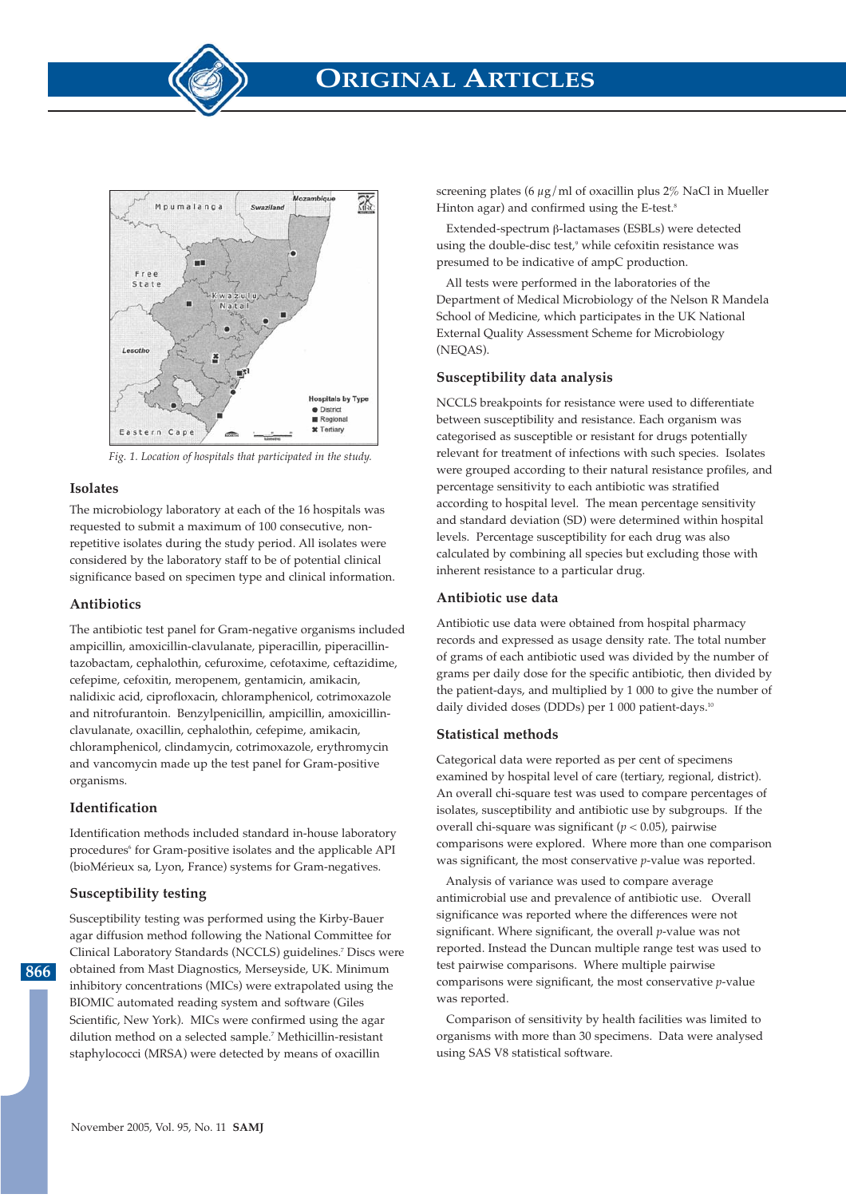Fig. 1. Location of hospitals that participated in the study.

## Isolates

The microbiology laboratory at each of the 16 hospitals was requested to submit a maximum of 100 consecutive, non-repetitive isolates during the study period. All isolates were considered by the laboratory staff to be of potential clinical significance based on specimen type and clinical information.

## Antibiotics

The antibiotic test panel for Gram-negative organisms included ampicillin, amoxicillin-clavulanate, piperacillin, piperacillin-tazobactam, cephalothin, cefuroxime, cefotaxime, ceftazidime, cefepime, cefoxitin, meropenem, gentamicin, amikacin, nalidixic acid, ciprofloxacin, chloramphenicol, cotrimoxazole and nitrofurantoin. Benzylpenicillin, ampicillin, amoxicillin-clavulanate, oxacillin, cephalothin, cefepime, amikacin, chloramphenicol, clindamycin, cotrimoxazole, erythromycin and vancomycin made up the test panel for Gram-positive organisms.

## Identification

Identification methods included standard in-house laboratory procedures[6] for Gram-positive isolates and the applicable API (bioMérieux sa, Lyon, France) systems for Gram-negatives.

## Susceptibility testing

Susceptibility testing was performed using the Kirby-Bauer agar diffusion method following the National Committee for Clinical Laboratory Standards (NCCLS) guidelines.[7] Discs were obtained from Mast Diagnostics, Merseyside, UK. Minimum inhibitory concentrations (MICs) were extrapolated using the BIOMIC automated reading system and software (Giles Scientific, New York). MICs were confirmed using the agar dilution method on a selected sample.[7] Methicillin-resistant staphylococci (MRSA) were detected by means of oxacillin screening plates (6 $\mu$g/ml of oxacillin plus 2% NaCl in Mueller Hinton agar) and confirmed using the E-test.[8]

Extended-spectrum β-lactamases (ESBLs) were detected using the double-disc test,[9] while cefoxitin resistance was presumed to be indicative of ampC production.

All tests were performed in the laboratories of the Department of Medical Microbiology of the Nelson R Mandela School of Medicine, which participates in the UK National External Quality Assessment Scheme for Microbiology (NEQAS).

## Susceptibility data analysis

NCCLS breakpoints for resistance were used to differentiate between susceptibility and resistance. Each organism was categorised as susceptible or resistant for drugs potentially relevant for treatment of infections with such species. Isolates were grouped according to their natural resistance profiles, and percentage sensitivity to each antibiotic was stratified according to hospital level. The mean percentage sensitivity and standard deviation (SD) were determined within hospital levels. Percentage susceptibility for each drug was also calculated by combining all species but excluding those with inherent resistance to a particular drug.

## Antibiotic use data

Antibiotic use data were obtained from hospital pharmacy records and expressed as usage density rate. The total number of grams of each antibiotic used was divided by the number of grams per daily dose for the specific antibiotic, then divided by the patient-days, and multiplied by 1 000 to give the number of daily divided doses (DDDs) per 1 000 patient-days.[10]

## Statistical methods

Categorical data were reported as per cent of specimens examined by hospital level of care (tertiary, regional, district). An overall chi-square test was used to compare percentages of isolates, susceptibility and antibiotic use by subgroups. If the overall chi-square was significant ($p < 0.05$), pairwise comparisons were explored. Where more than one comparison was significant, the most conservative $p$-value was reported.

Analysis of variance was used to compare average antimicrobial use and prevalence of antibiotic use. Overall significance was reported where the differences were not significant. Where significant, the overall $p$-value was not reported. Instead the Duncan multiple range test was used to test pairwise comparisons. Where multiple pairwise comparisons were significant, the most conservative $p$-value was reported.

Comparison of sensitivity by health facilities was limited to organisms with more than 30 specimens. Data were analysed using SAS V8 statistical software.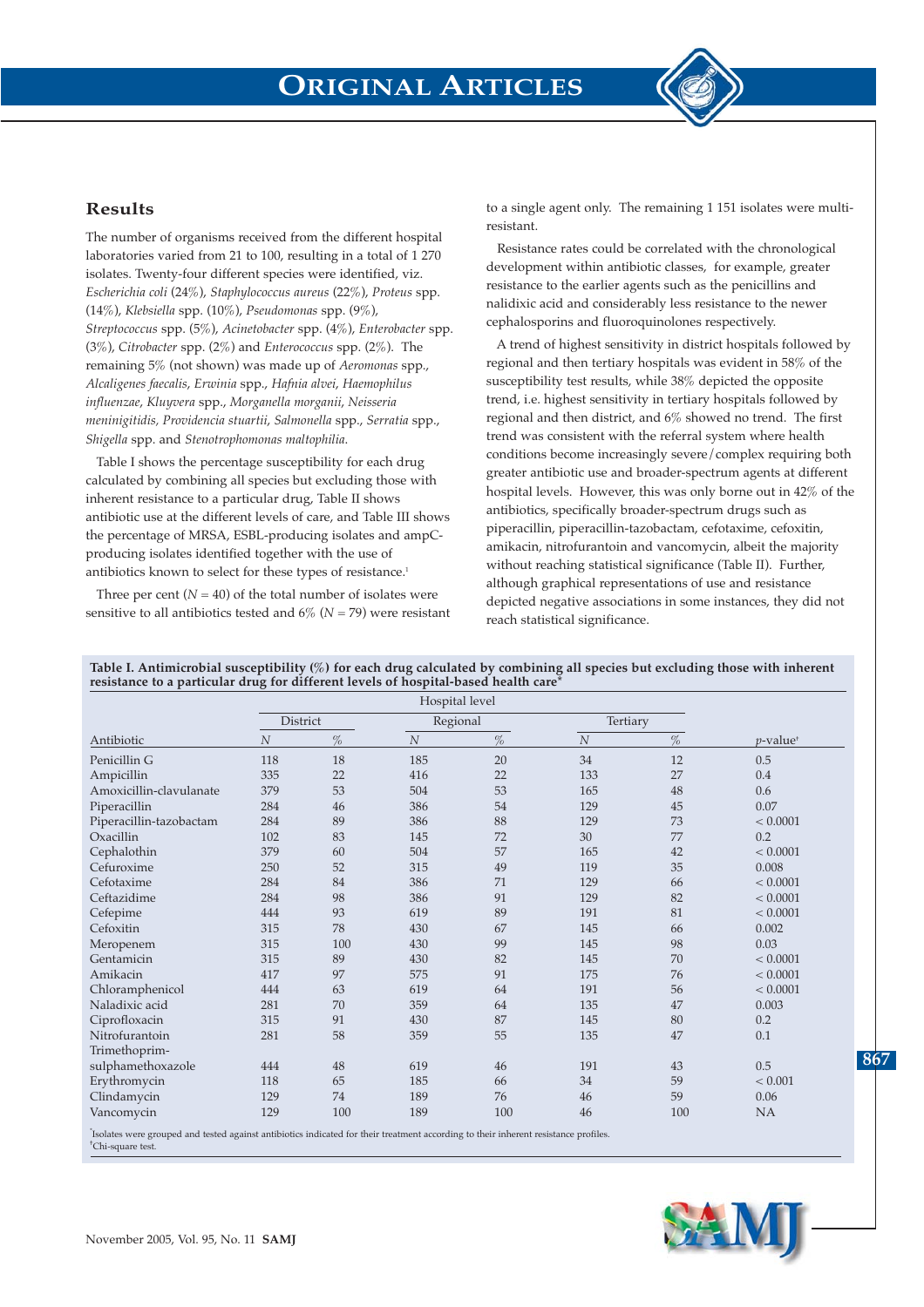## Results

The number of organisms received from the different hospital laboratories varied from 21 to 100, resulting in a total of 1 270 isolates. Twenty-four different species were identified, viz. *Escherichia coli* (24%), *Staphylococcus aureus* (22%), *Proteus* spp. (14%), *Klebsiella* spp. (10%), *Pseudomonas* spp. (9%), *Streptococcus* spp. (5%), *Acinetobacter* spp. (4%), *Enterobacter* spp. (3%), *Citrobacter* spp. (2%) and *Enterococcus* spp. (2%). The remaining 5% (not shown) was made up of *Aeromonas* spp., *Alcaligenes faecalis*, *Erwinia* spp., *Hafnia alvei*, *Haemophilus influenzae*, *Kluyvera* spp., *Morganella morganii*, *Neisseria meninigitidis*, *Providencia stuartii*, *Salmonella* spp., *Serratia* spp., *Shigella* spp. and *Stenotrophomonas maltophilia*.

Table I shows the percentage susceptibility for each drug calculated by combining all species but excluding those with inherent resistance to a particular drug, Table II shows antibiotic use at the different levels of care, and Table III shows the percentage of MRSA, ESBL-producing isolates and ampC-producing isolates identified together with the use of antibiotics known to select for these types of resistance.[1]

Three per cent ($N$ = 40) of the total number of isolates were sensitive to all antibiotics tested and 6% ($N$ = 79) were resistant to a single agent only. The remaining 1 151 isolates were multi-resistant.

Resistance rates could be correlated with the chronological development within antibiotic classes, for example, greater resistance to the earlier agents such as the penicillins and nalidixic acid and considerably less resistance to the newer cephalosporins and fluoroquinolones respectively.

A trend of highest sensitivity in district hospitals followed by regional and then tertiary hospitals was evident in 58% of the susceptibility test results, while 38% depicted the opposite trend, i.e. highest sensitivity in tertiary hospitals followed by regional and then district, and 6% showed no trend. The first trend was consistent with the referral system where health conditions become increasingly severe/complex requiring both greater antibiotic use and broader-spectrum agents at different hospital levels. However, this was only borne out in 42% of the antibiotics, specifically broader-spectrum drugs such as piperacillin, piperacillin-tazobactam, cefotaxime, cefoxitin, amikacin, nitrofurantoin and vancomycin, albeit the majority without reaching statistical significance (Table II). Further, although graphical representations of use and resistance depicted negative associations in some instances, they did not reach statistical significance.

**Table I. Antimicrobial susceptibility (%) for each drug calculated by combining all species but excluding those with inherent resistance to a particular drug for different levels of hospital-based health care***

| | Hospital level | | | | | | |
|---|---|---|---|---|---|---|---|
| | District | | Regional | | Tertiary | | |
| Antibiotic | $N$ | % | $N$ | % | $N$ | % | $p$-value† |
| Penicillin G | 118 | 18 | 185 | 20 | 34 | 12 | 0.5 |
| Ampicillin | 335 | 22 | 416 | 22 | 133 | 27 | 0.4 |
| Amoxicillin-clavulanate | 379 | 53 | 504 | 53 | 165 | 48 | 0.6 |
| Piperacillin | 284 | 46 | 386 | 54 | 129 | 45 | 0.07 |
| Piperacillin-tazobactam | 284 | 89 | 386 | 88 | 129 | 73 | < 0.0001 |
| Oxacillin | 102 | 83 | 145 | 72 | 30 | 77 | 0.2 |
| Cephalothin | 379 | 60 | 504 | 57 | 165 | 42 | < 0.0001 |
| Cefuroxime | 250 | 52 | 315 | 49 | 119 | 35 | 0.008 |
| Cefotaxime | 284 | 84 | 386 | 71 | 129 | 66 | < 0.0001 |
| Ceftazidime | 284 | 98 | 386 | 91 | 129 | 82 | < 0.0001 |
| Cefepime | 444 | 93 | 619 | 89 | 191 | 81 | < 0.0001 |
| Cefoxitin | 315 | 78 | 430 | 67 | 145 | 66 | 0.002 |
| Meropenem | 315 | 100 | 430 | 99 | 145 | 98 | 0.03 |
| Gentamicin | 315 | 89 | 430 | 82 | 145 | 70 | < 0.0001 |
| Amikacin | 417 | 97 | 575 | 91 | 175 | 76 | < 0.0001 |
| Chloramphenicol | 444 | 63 | 619 | 64 | 191 | 56 | < 0.0001 |
| Naladixic acid | 281 | 70 | 359 | 64 | 135 | 47 | 0.003 |
| Ciprofloxacin | 315 | 91 | 430 | 87 | 145 | 80 | 0.2 |
| Nitrofurantoin | 281 | 58 | 359 | 55 | 135 | 47 | 0.1 |
| Trimethoprim-sulphamethoxazole | 444 | 48 | 619 | 46 | 191 | 43 | 0.5 |
| Erythromycin | 118 | 65 | 185 | 66 | 34 | 59 | < 0.001 |
| Clindamycin | 129 | 74 | 189 | 76 | 46 | 59 | 0.06 |
| Vancomycin | 129 | 100 | 189 | 100 | 46 | 100 | NA |

*Isolates were grouped and tested against antibiotics indicated for their treatment according to their inherent resistance profiles.
†Chi-square test.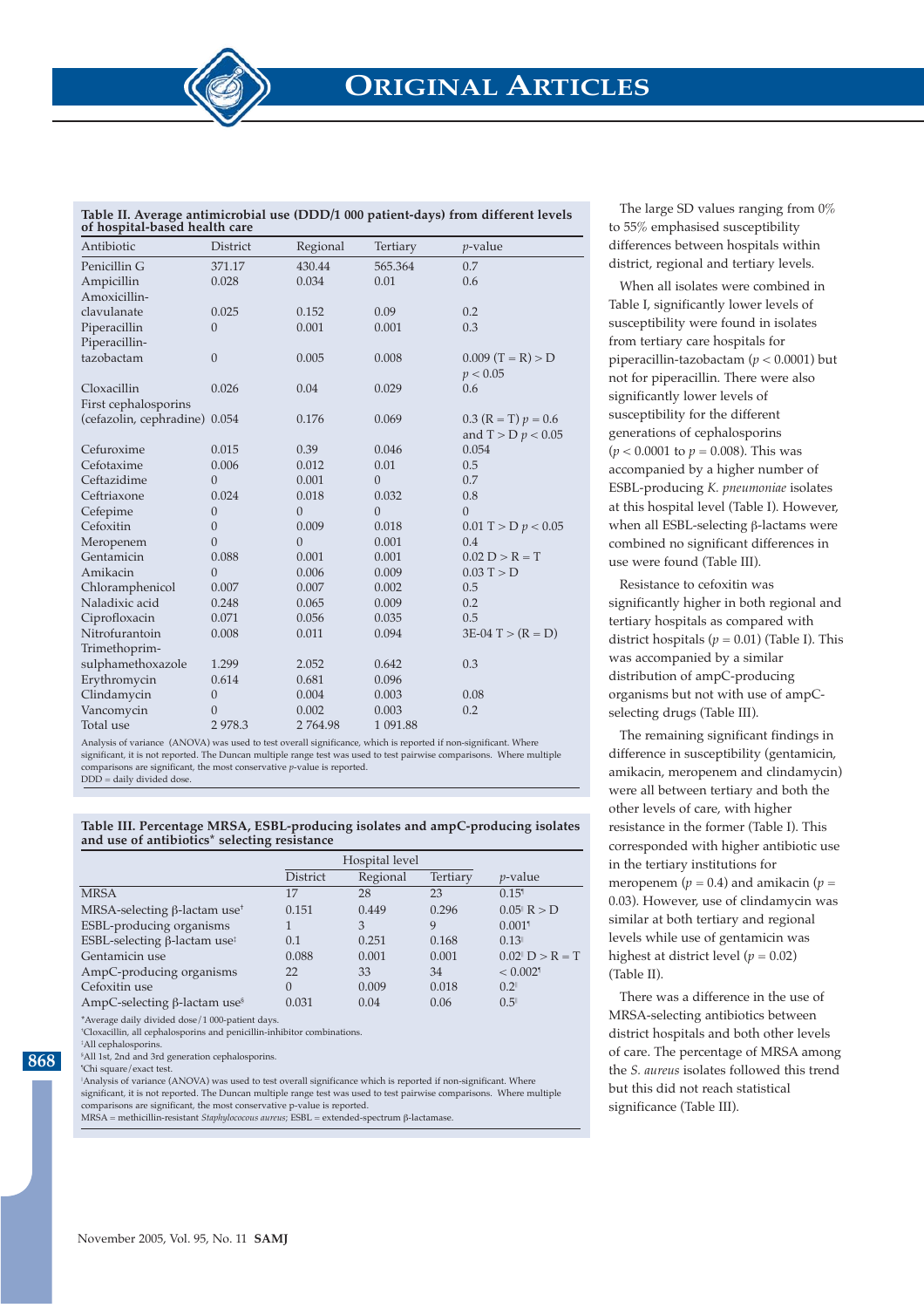**Table II. Average antimicrobial use (DDD/1 000 patient-days) from different levels of hospital-based health care**

| Antibiotic | District | Regional | Tertiary | *p*-value |
|---|---|---|---|---|
| Penicillin G | 371.17 | 430.44 | 565.364 | 0.7 |
| Ampicillin | 0.028 | 0.034 | 0.01 | 0.6 |
| Amoxicillin-clavulanate | 0.025 | 0.152 | 0.09 | 0.2 |
| Piperacillin | 0 | 0.001 | 0.001 | 0.3 |
| Piperacillin-tazobactam | 0 | 0.005 | 0.008 | 0.009 (T = R) > D $p < 0.05$ |
| Cloxacillin | 0.026 | 0.04 | 0.029 | 0.6 |
| First cephalosporins (cefazolin, cephradine) | 0.054 | 0.176 | 0.069 | 0.3 (R = T) $p = 0.6$ and T > D $p < 0.05$ |
| Cefuroxime | 0.015 | 0.39 | 0.046 | 0.054 |
| Cefotaxime | 0.006 | 0.012 | 0.01 | 0.5 |
| Ceftazidime | 0 | 0.001 | 0 | 0.7 |
| Ceftriaxone | 0.024 | 0.018 | 0.032 | 0.8 |
| Cefepime | 0 | 0 | 0 | 0 |
| Cefoxitin | 0 | 0.009 | 0.018 | 0.01 T > D $p < 0.05$ |
| Meropenem | 0 | 0 | 0.001 | 0.4 |
| Gentamicin | 0.088 | 0.001 | 0.001 | 0.02 D > R = T |
| Amikacin | 0 | 0.006 | 0.009 | 0.03 T > D |
| Chloramphenicol | 0.007 | 0.007 | 0.002 | 0.5 |
| Naladixic acid | 0.248 | 0.065 | 0.009 | 0.2 |
| Ciprofloxacin | 0.071 | 0.056 | 0.035 | 0.5 |
| Nitrofurantoin | 0.008 | 0.011 | 0.094 | 3E-04 T > (R = D) |
| Trimethoprim-sulphamethoxazole | 1.299 | 2.052 | 0.642 | 0.3 |
| Erythromycin | 0.614 | 0.681 | 0.096 | |
| Clindamycin | 0 | 0.004 | 0.003 | 0.08 |
| Vancomycin | 0 | 0.002 | 0.003 | 0.2 |
| Total use | 2 978.3 | 2 764.98 | 1 091.88 | |

Analysis of variance (ANOVA) was used to test overall significance, which is reported if non-significant. Where significant, it is not reported. The Duncan multiple range test was used to test pairwise comparisons. Where multiple comparisons are significant, the most conservative *p*-value is reported.
DDD = daily divided dose.

**Table III. Percentage MRSA, ESBL-producing isolates and ampC-producing isolates and use of antibiotics* selecting resistance**

| | Hospital level | | | |
|---|---|---|---|---|
| | District | Regional | Tertiary | *p*-value |
| MRSA | 17 | 28 | 23 | 0.15[¶] |
| MRSA-selecting β-lactam use[†] | 0.151 | 0.449 | 0.296 | 0.05[‖] R > D |
| ESBL-producing organisms | 1 | 3 | 9 | 0.001[¶] |
| ESBL-selecting β-lactam use[‡] | 0.1 | 0.251 | 0.168 | 0.13[‖] |
| Gentamicin use | 0.088 | 0.001 | 0.001 | 0.02[‖] D > R = T |
| AmpC-producing organisms | 22 | 33 | 34 | < 0.002[¶] |
| Cefoxitin use | 0 | 0.009 | 0.018 | 0.2[‖] |
| AmpC-selecting β-lactam use[§] | 0.031 | 0.04 | 0.06 | 0.5[‖] |

*Average daily divided dose/1 000-patient days.
[†]Cloxacillin, all cephalosporins and penicillin-inhibitor combinations.
[‡]All cephalosporins.
[§]All 1st, 2nd and 3rd generation cephalosporins.
[¶]Chi square/exact test.
[‖]Analysis of variance (ANOVA) was used to test overall significance which is reported if non-significant. Where significant, it is not reported. The Duncan multiple range test was used to test pairwise comparisons. Where multiple comparisons are significant, the most conservative p-value is reported.
MRSA = methicillin-resistant *Staphylococcus aureus*; ESBL = extended-spectrum β-lactamase.

The large SD values ranging from 0% to 55% emphasised susceptibility differences between hospitals within district, regional and tertiary levels.

When all isolates were combined in Table I, significantly lower levels of susceptibility were found in isolates from tertiary care hospitals for piperacillin-tazobactam ($p < 0.0001$) but not for piperacillin. There were also significantly lower levels of susceptibility for the different generations of cephalosporins ($p < 0.0001$ to $p = 0.008$). This was accompanied by a higher number of ESBL-producing *K. pneumoniae* isolates at this hospital level (Table I). However, when all ESBL-selecting β-lactams were combined no significant differences in use were found (Table III).

Resistance to cefoxitin was significantly higher in both regional and tertiary hospitals as compared with district hospitals ($p = 0.01$) (Table I). This was accompanied by a similar distribution of ampC-producing organisms but not with use of ampC-selecting drugs (Table III).

The remaining significant findings in difference in susceptibility (gentamicin, amikacin, meropenem and clindamycin) were all between tertiary and both the other levels of care, with higher resistance in the former (Table I). This corresponded with higher antibiotic use in the tertiary institutions for meropenem ($p = 0.4$) and amikacin ($p = 0.03$). However, use of clindamycin was similar at both tertiary and regional levels while use of gentamicin was highest at district level ($p = 0.02$) (Table II).

There was a difference in the use of MRSA-selecting antibiotics between district hospitals and both other levels of care. The percentage of MRSA among the *S. aureus* isolates followed this trend but this did not reach statistical significance (Table III).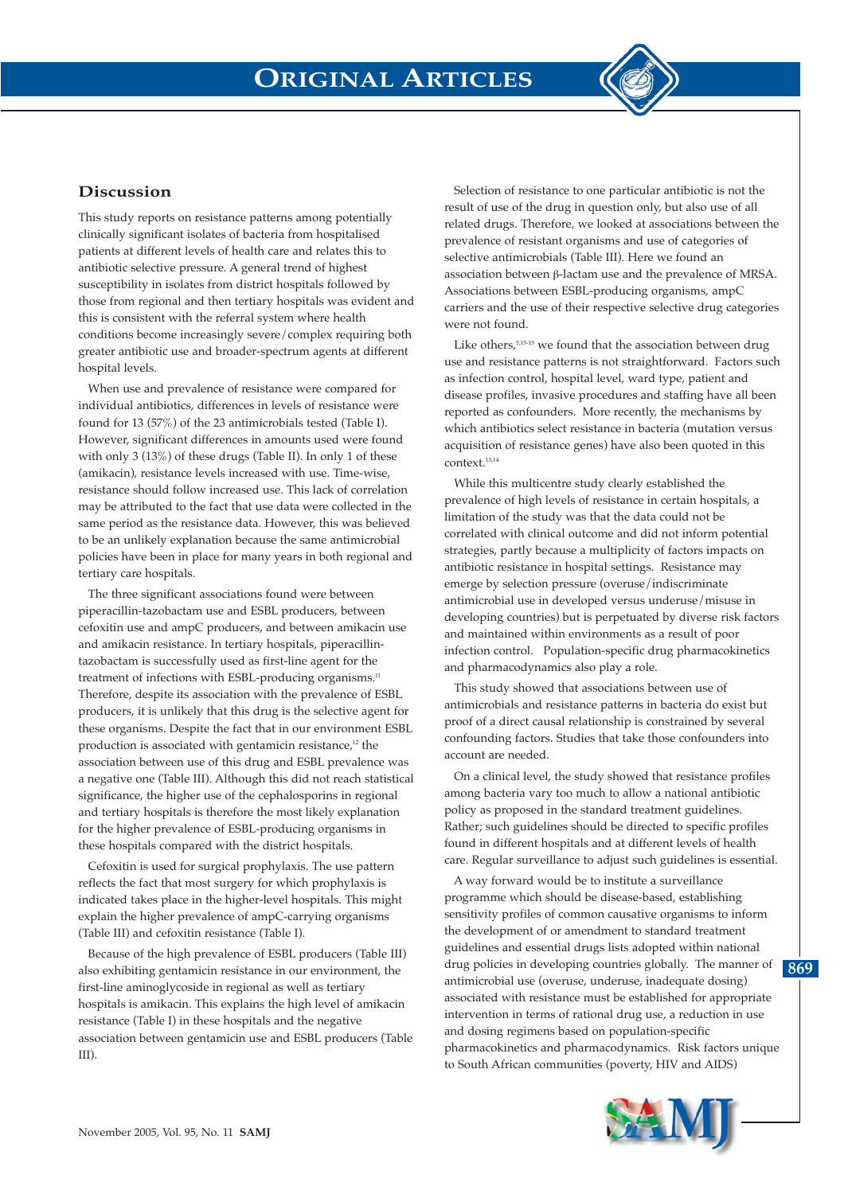## Discussion

This study reports on resistance patterns among potentially clinically significant isolates of bacteria from hospitalised patients at different levels of health care and relates this to antibiotic selective pressure. A general trend of highest susceptibility in isolates from district hospitals followed by those from regional and then tertiary hospitals was evident and this is consistent with the referral system where health conditions become increasingly severe/complex requiring both greater antibiotic use and broader-spectrum agents at different hospital levels.

When use and prevalence of resistance were compared for individual antibiotics, differences in levels of resistance were found for 13 (57%) of the 23 antimicrobials tested (Table I). However, significant differences in amounts used were found with only 3 (13%) of these drugs (Table II). In only 1 of these (amikacin), resistance levels increased with use. Time-wise, resistance should follow increased use. This lack of correlation may be attributed to the fact that use data were collected in the same period as the resistance data. However, this was believed to be an unlikely explanation because the same antimicrobial policies have been in place for many years in both regional and tertiary care hospitals.

The three significant associations found were between piperacillin-tazobactam use and ESBL producers, between cefoxitin use and ampC producers, and between amikacin use and amikacin resistance. In tertiary hospitals, piperacillin-tazobactam is successfully used as first-line agent for the treatment of infections with ESBL-producing organisms.[11] Therefore, despite its association with the prevalence of ESBL producers, it is unlikely that this drug is the selective agent for these organisms. Despite the fact that in our environment ESBL production is associated with gentamicin resistance,[12] the association between use of this drug and ESBL prevalence was a negative one (Table III). Although this did not reach statistical significance, the higher use of the cephalosporins in regional and tertiary hospitals is therefore the most likely explanation for the higher prevalence of ESBL-producing organisms in these hospitals compared with the district hospitals.

Cefoxitin is used for surgical prophylaxis. The use pattern reflects the fact that most surgery for which prophylaxis is indicated takes place in the higher-level hospitals. This might explain the higher prevalence of ampC-carrying organisms (Table III) and cefoxitin resistance (Table I).

Because of the high prevalence of ESBL producers (Table III) also exhibiting gentamicin resistance in our environment, the first-line aminoglycoside in regional as well as tertiary hospitals is amikacin. This explains the high level of amikacin resistance (Table I) in these hospitals and the negative association between gentamicin use and ESBL producers (Table III).

Selection of resistance to one particular antibiotic is not the result of use of the drug in question only, but also use of all related drugs. Therefore, we looked at associations between the prevalence of resistant organisms and use of categories of selective antimicrobials (Table III). Here we found an association between β-lactam use and the prevalence of MRSA. Associations between ESBL-producing organisms, ampC carriers and the use of their respective selective drug categories were not found.

Like others,[5,13-15] we found that the association between drug use and resistance patterns is not straightforward. Factors such as infection control, hospital level, ward type, patient and disease profiles, invasive procedures and staffing have all been reported as confounders. More recently, the mechanisms by which antibiotics select resistance in bacteria (mutation versus acquisition of resistance genes) have also been quoted in this context.[13,14]

While this multicentre study clearly established the prevalence of high levels of resistance in certain hospitals, a limitation of the study was that the data could not be correlated with clinical outcome and did not inform potential strategies, partly because a multiplicity of factors impacts on antibiotic resistance in hospital settings. Resistance may emerge by selection pressure (overuse/indiscriminate antimicrobial use in developed versus underuse/misuse in developing countries) but is perpetuated by diverse risk factors and maintained within environments as a result of poor infection control. Population-specific drug pharmacokinetics and pharmacodynamics also play a role.

This study showed that associations between use of antimicrobials and resistance patterns in bacteria do exist but proof of a direct causal relationship is constrained by several confounding factors. Studies that take those confounders into account are needed.

On a clinical level, the study showed that resistance profiles among bacteria vary too much to allow a national antibiotic policy as proposed in the standard treatment guidelines. Rather; such guidelines should be directed to specific profiles found in different hospitals and at different levels of health care. Regular surveillance to adjust such guidelines is essential.

A way forward would be to institute a surveillance programme which should be disease-based, establishing sensitivity profiles of common causative organisms to inform the development of or amendment to standard treatment guidelines and essential drugs lists adopted within national drug policies in developing countries globally. The manner of antimicrobial use (overuse, underuse, inadequate dosing) associated with resistance must be established for appropriate intervention in terms of rational drug use, a reduction in use and dosing regimens based on population-specific pharmacokinetics and pharmacodynamics. Risk factors unique to South African communities (poverty, HIV and AIDS)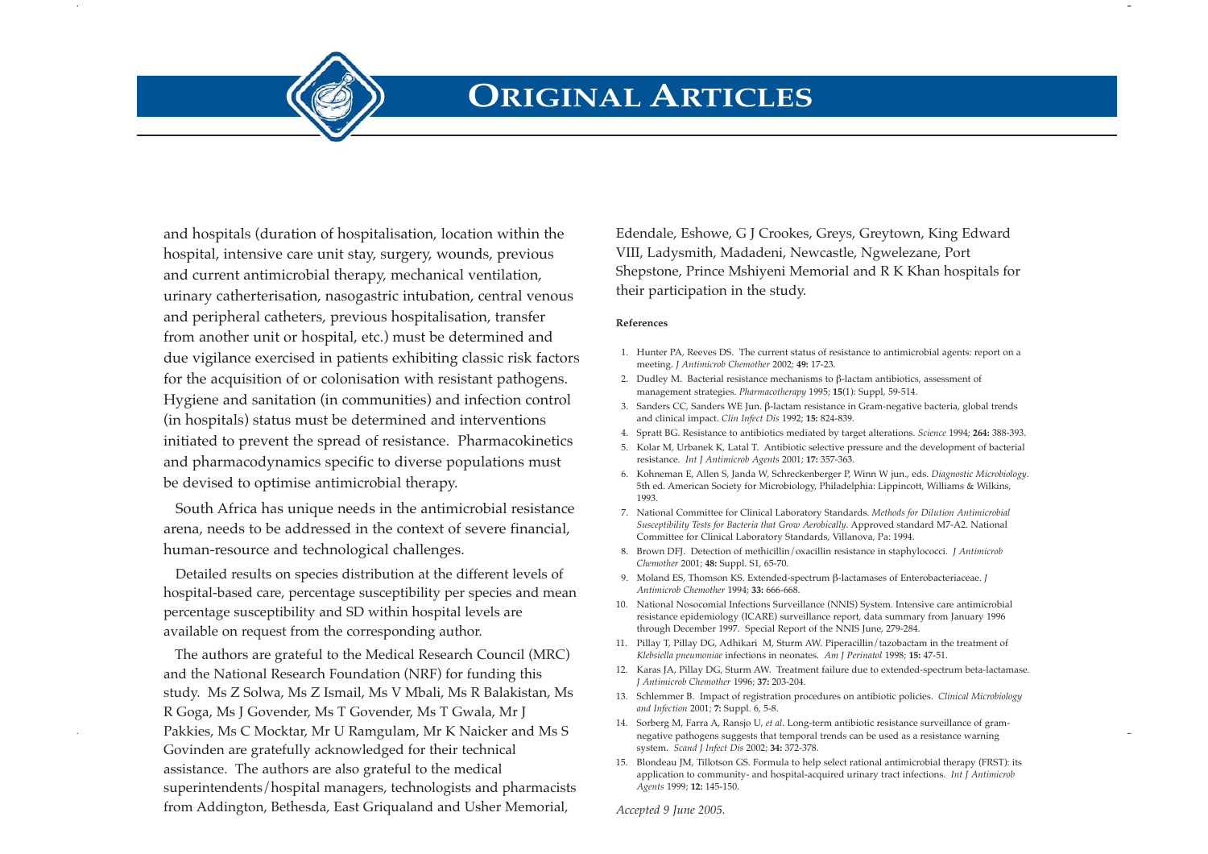and hospitals (duration of hospitalisation, location within the hospital, intensive care unit stay, surgery, wounds, previous and current antimicrobial therapy, mechanical ventilation, urinary catherterisation, nasogastric intubation, central venous and peripheral catheters, previous hospitalisation, transfer from another unit or hospital, etc.) must be determined and due vigilance exercised in patients exhibiting classic risk factors for the acquisition of or colonisation with resistant pathogens. Hygiene and sanitation (in communities) and infection control (in hospitals) status must be determined and interventions initiated to prevent the spread of resistance. Pharmacokinetics and pharmacodynamics specific to diverse populations must be devised to optimise antimicrobial therapy.

South Africa has unique needs in the antimicrobial resistance arena, needs to be addressed in the context of severe financial, human-resource and technological challenges.

Detailed results on species distribution at the different levels of hospital-based care, percentage susceptibility per species and mean percentage susceptibility and SD within hospital levels are available on request from the corresponding author.

The authors are grateful to the Medical Research Council (MRC) and the National Research Foundation (NRF) for funding this study. Ms Z Solwa, Ms Z Ismail, Ms V Mbali, Ms R Balakistan, Ms R Goga, Ms J Govender, Ms T Govender, Ms T Gwala, Mr J Pakkies, Ms C Mocktar, Mr U Ramgulam, Mr K Naicker and Ms S Govinden are gratefully acknowledged for their technical assistance. The authors are also grateful to the medical superintendents/hospital managers, technologists and pharmacists from Addington, Bethesda, East Griqualand and Usher Memorial, Edendale, Eshowe, G J Crookes, Greys, Greytown, King Edward VIII, Ladysmith, Madadeni, Newcastle, Ngwelezane, Port Shepstone, Prince Mshiyeni Memorial and R K Khan hospitals for their participation in the study.

**References**

1. Hunter PA, Reeves DS. The current status of resistance to antimicrobial agents: report on a meeting. *J Antimicrob Chemother* 2002; **49:** 17-23.
2. Dudley M. Bacterial resistance mechanisms to β-lactam antibiotics, assessment of management strategies. *Pharmacotherapy* 1995; **15**(1): Suppl, 59-514.
3. Sanders CC, Sanders WE Jun. β-lactam resistance in Gram-negative bacteria, global trends and clinical impact. *Clin Infect Dis* 1992; **15:** 824-839.
4. Spratt BG. Resistance to antibiotics mediated by target alterations. *Science* 1994; **264:** 388-393.
5. Kolar M, Urbanek K, Latal T. Antibiotic selective pressure and the development of bacterial resistance. *Int J Antimicrob Agents* 2001; **17:** 357-363.
6. Kohneman E, Allen S, Janda W, Schreckenberger P, Winn W jun., eds. *Diagnostic Microbiology*. 5th ed. American Society for Microbiology, Philadelphia: Lippincott, Williams & Wilkins, 1993.
7. National Committee for Clinical Laboratory Standards. *Methods for Dilution Antimicrobial Susceptibility Tests for Bacteria that Grow Aerobically*. Approved standard M7-A2. National Committee for Clinical Laboratory Standards, Villanova, Pa: 1994.
8. Brown DFJ. Detection of methicillin/oxacillin resistance in staphylococci. *J Antimicrob Chemother* 2001; **48:** Suppl. S1, 65-70.
9. Moland ES, Thomson KS. Extended-spectrum β-lactamases of Enterobacteriaceae. *J Antimicrob Chemother* 1994; **33:** 666-668.
10. National Nosocomial Infections Surveillance (NNIS) System. Intensive care antimicrobial resistance epidemiology (ICARE) surveillance report, data summary from January 1996 through December 1997. Special Report of the NNIS June, 279-284.
11. Pillay T, Pillay DG, Adhikari M, Sturm AW. Piperacillin/tazobactam in the treatment of *Klebsiella pneumoniae* infections in neonates. *Am J Perinatol* 1998; **15:** 47-51.
12. Karas JA, Pillay DG, Sturm AW. Treatment failure due to extended-spectrum beta-lactamase. *J Antimicrob Chemother* 1996; **37:** 203-204.
13. Schlemmer B. Impact of registration procedures on antibiotic policies. *Clinical Microbiology and Infection* 2001; **7:** Suppl. 6, 5-8.
14. Sorberg M, Farra A, Ransjo U, *et al*. Long-term antibiotic resistance surveillance of gram-negative pathogens suggests that temporal trends can be used as a resistance warning system. *Scand J Infect Dis* 2002; **34:** 372-378.
15. Blondeau JM, Tillotson GS. Formula to help select rational antimicrobial therapy (FRST): its application to community- and hospital-acquired urinary tract infections. *Int J Antimicrob Agents* 1999; **12:** 145-150.

*Accepted 9 June 2005.*